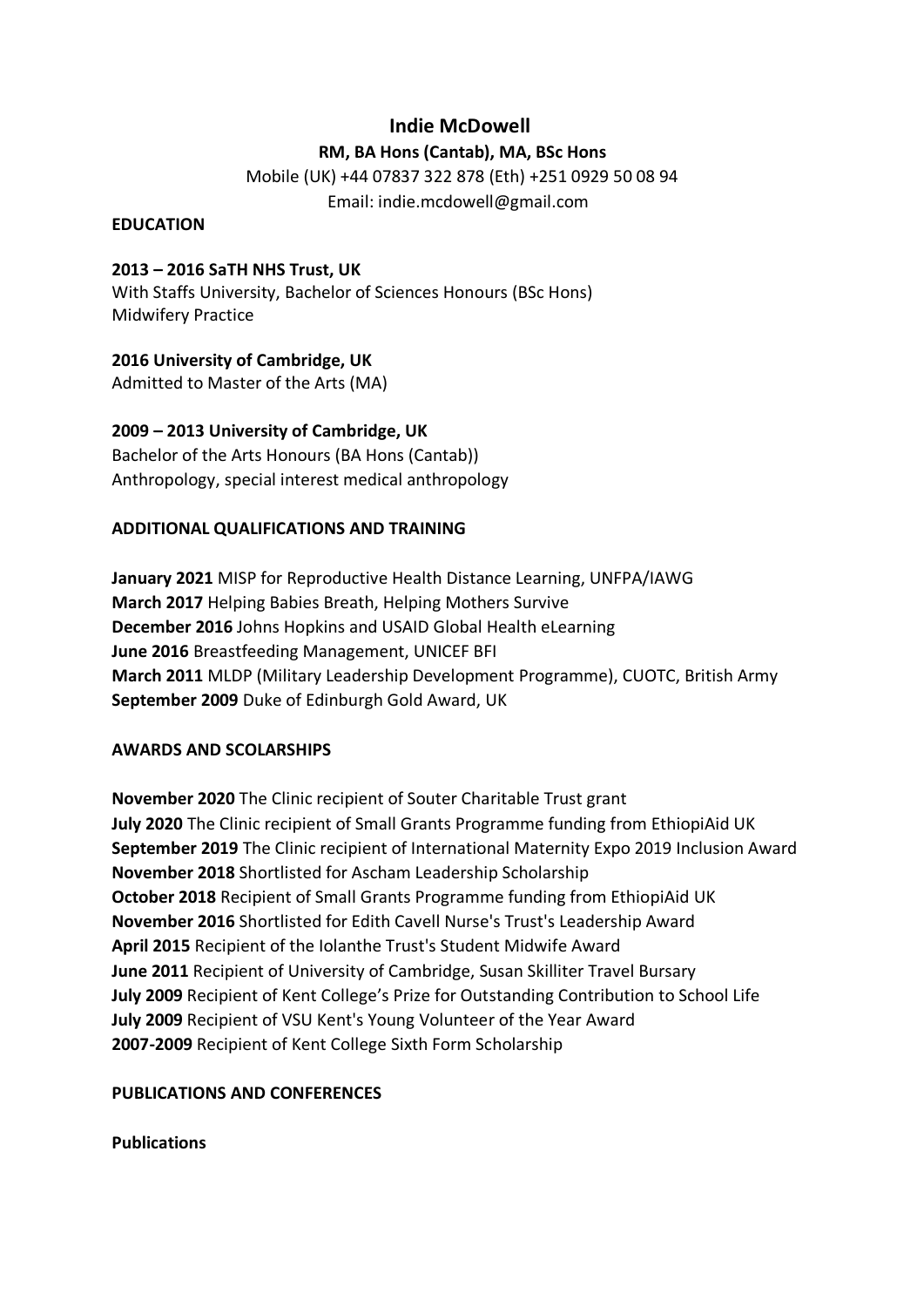# Indie McDowell

**RM, BA Hons (Cantab), MA, BSc Hons**

Mobile (UK) +44 07837 322 878 (Eth) +251 0929 50 08 94

Email: indie.mcdowell@gmail.com

## EDUCATION

**2013 – 2016 SaTH NHS Trust, UK**
With Staffs University, Bachelor of Sciences Honours (BSc Hons)
Midwifery Practice

**2016 University of Cambridge, UK**
Admitted to Master of the Arts (MA)

**2009 – 2013 University of Cambridge, UK**
Bachelor of the Arts Honours (BA Hons (Cantab))
Anthropology, special interest medical anthropology

## ADDITIONAL QUALIFICATIONS AND TRAINING

**January 2021** MISP for Reproductive Health Distance Learning, UNFPA/IAWG
**March 2017** Helping Babies Breath, Helping Mothers Survive
**December 2016** Johns Hopkins and USAID Global Health eLearning
**June 2016** Breastfeeding Management, UNICEF BFI
**March 2011** MLDP (Military Leadership Development Programme), CUOTC, British Army
**September 2009** Duke of Edinburgh Gold Award, UK

## AWARDS AND SCOLARSHIPS

**November 2020** The Clinic recipient of Souter Charitable Trust grant
**July 2020** The Clinic recipient of Small Grants Programme funding from EthiopiAid UK
**September 2019** The Clinic recipient of International Maternity Expo 2019 Inclusion Award
**November 2018** Shortlisted for Ascham Leadership Scholarship
**October 2018** Recipient of Small Grants Programme funding from EthiopiAid UK
**November 2016** Shortlisted for Edith Cavell Nurse's Trust's Leadership Award
**April 2015** Recipient of the Iolanthe Trust's Student Midwife Award
**June 2011** Recipient of University of Cambridge, Susan Skilliter Travel Bursary
**July 2009** Recipient of Kent College's Prize for Outstanding Contribution to School Life
**July 2009** Recipient of VSU Kent's Young Volunteer of the Year Award
**2007-2009** Recipient of Kent College Sixth Form Scholarship

## PUBLICATIONS AND CONFERENCES

### Publications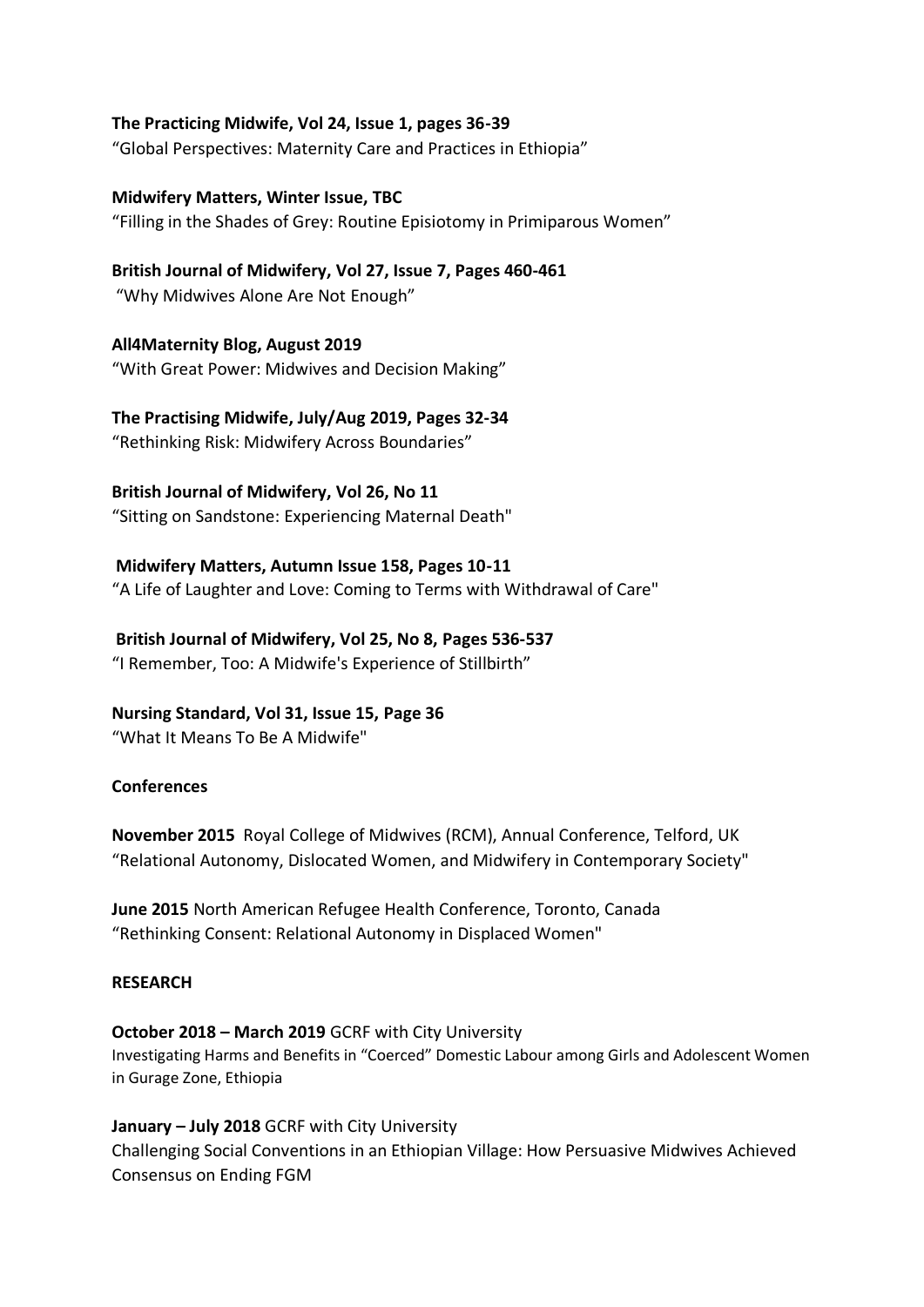**The Practicing Midwife, Vol 24, Issue 1, pages 36-39**
"Global Perspectives: Maternity Care and Practices in Ethiopia"

**Midwifery Matters, Winter Issue, TBC**
"Filling in the Shades of Grey: Routine Episiotomy in Primiparous Women"

**British Journal of Midwifery, Vol 27, Issue 7, Pages 460-461**
"Why Midwives Alone Are Not Enough"

**All4Maternity Blog, August 2019**
"With Great Power: Midwives and Decision Making"

**The Practising Midwife, July/Aug 2019, Pages 32-34**
"Rethinking Risk: Midwifery Across Boundaries"

**British Journal of Midwifery, Vol 26, No 11**
"Sitting on Sandstone: Experiencing Maternal Death"

**Midwifery Matters, Autumn Issue 158, Pages 10-11**
"A Life of Laughter and Love: Coming to Terms with Withdrawal of Care"

**British Journal of Midwifery, Vol 25, No 8, Pages 536-537**
"I Remember, Too: A Midwife's Experience of Stillbirth"

**Nursing Standard, Vol 31, Issue 15, Page 36**
"What It Means To Be A Midwife"

**Conferences**

**November 2015** Royal College of Midwives (RCM), Annual Conference, Telford, UK
"Relational Autonomy, Dislocated Women, and Midwifery in Contemporary Society"

**June 2015** North American Refugee Health Conference, Toronto, Canada
"Rethinking Consent: Relational Autonomy in Displaced Women"

**RESEARCH**

**October 2018 – March 2019** GCRF with City University
Investigating Harms and Benefits in "Coerced" Domestic Labour among Girls and Adolescent Women in Gurage Zone, Ethiopia

**January – July 2018** GCRF with City University
Challenging Social Conventions in an Ethiopian Village: How Persuasive Midwives Achieved Consensus on Ending FGM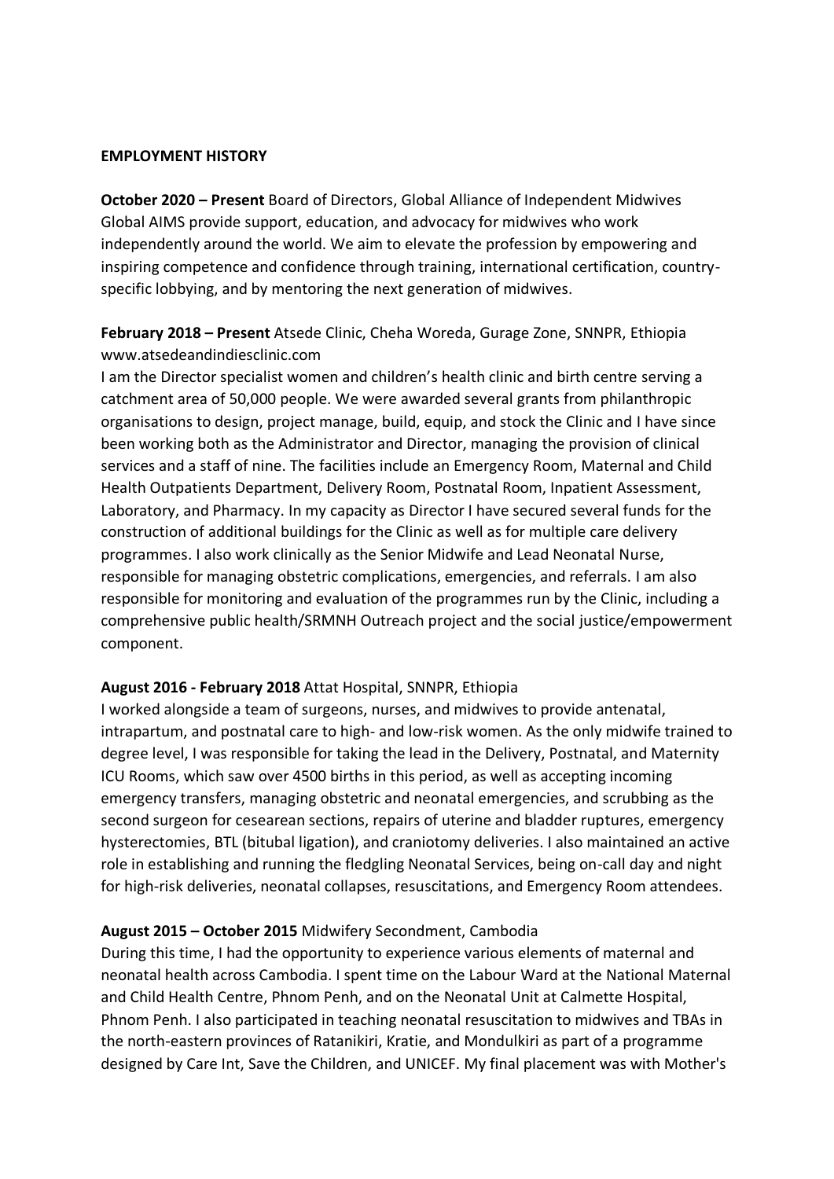**EMPLOYMENT HISTORY**

**October 2020 – Present** Board of Directors, Global Alliance of Independent Midwives
Global AIMS provide support, education, and advocacy for midwives who work independently around the world. We aim to elevate the profession by empowering and inspiring competence and confidence through training, international certification, country-specific lobbying, and by mentoring the next generation of midwives.

**February 2018 – Present** Atsede Clinic, Cheha Woreda, Gurage Zone, SNNPR, Ethiopia
www.atsedeandindiesclinic.com
I am the Director specialist women and children's health clinic and birth centre serving a catchment area of 50,000 people. We were awarded several grants from philanthropic organisations to design, project manage, build, equip, and stock the Clinic and I have since been working both as the Administrator and Director, managing the provision of clinical services and a staff of nine. The facilities include an Emergency Room, Maternal and Child Health Outpatients Department, Delivery Room, Postnatal Room, Inpatient Assessment, Laboratory, and Pharmacy. In my capacity as Director I have secured several funds for the construction of additional buildings for the Clinic as well as for multiple care delivery programmes. I also work clinically as the Senior Midwife and Lead Neonatal Nurse, responsible for managing obstetric complications, emergencies, and referrals. I am also responsible for monitoring and evaluation of the programmes run by the Clinic, including a comprehensive public health/SRMNH Outreach project and the social justice/empowerment component.

**August 2016 - February 2018** Attat Hospital, SNNPR, Ethiopia
I worked alongside a team of surgeons, nurses, and midwives to provide antenatal, intrapartum, and postnatal care to high- and low-risk women. As the only midwife trained to degree level, I was responsible for taking the lead in the Delivery, Postnatal, and Maternity ICU Rooms, which saw over 4500 births in this period, as well as accepting incoming emergency transfers, managing obstetric and neonatal emergencies, and scrubbing as the second surgeon for cesearean sections, repairs of uterine and bladder ruptures, emergency hysterectomies, BTL (bitubal ligation), and craniotomy deliveries. I also maintained an active role in establishing and running the fledgling Neonatal Services, being on-call day and night for high-risk deliveries, neonatal collapses, resuscitations, and Emergency Room attendees.

**August 2015 – October 2015** Midwifery Secondment, Cambodia
During this time, I had the opportunity to experience various elements of maternal and neonatal health across Cambodia. I spent time on the Labour Ward at the National Maternal and Child Health Centre, Phnom Penh, and on the Neonatal Unit at Calmette Hospital, Phnom Penh. I also participated in teaching neonatal resuscitation to midwives and TBAs in the north-eastern provinces of Ratanikiri, Kratie, and Mondulkiri as part of a programme designed by Care Int, Save the Children, and UNICEF. My final placement was with Mother's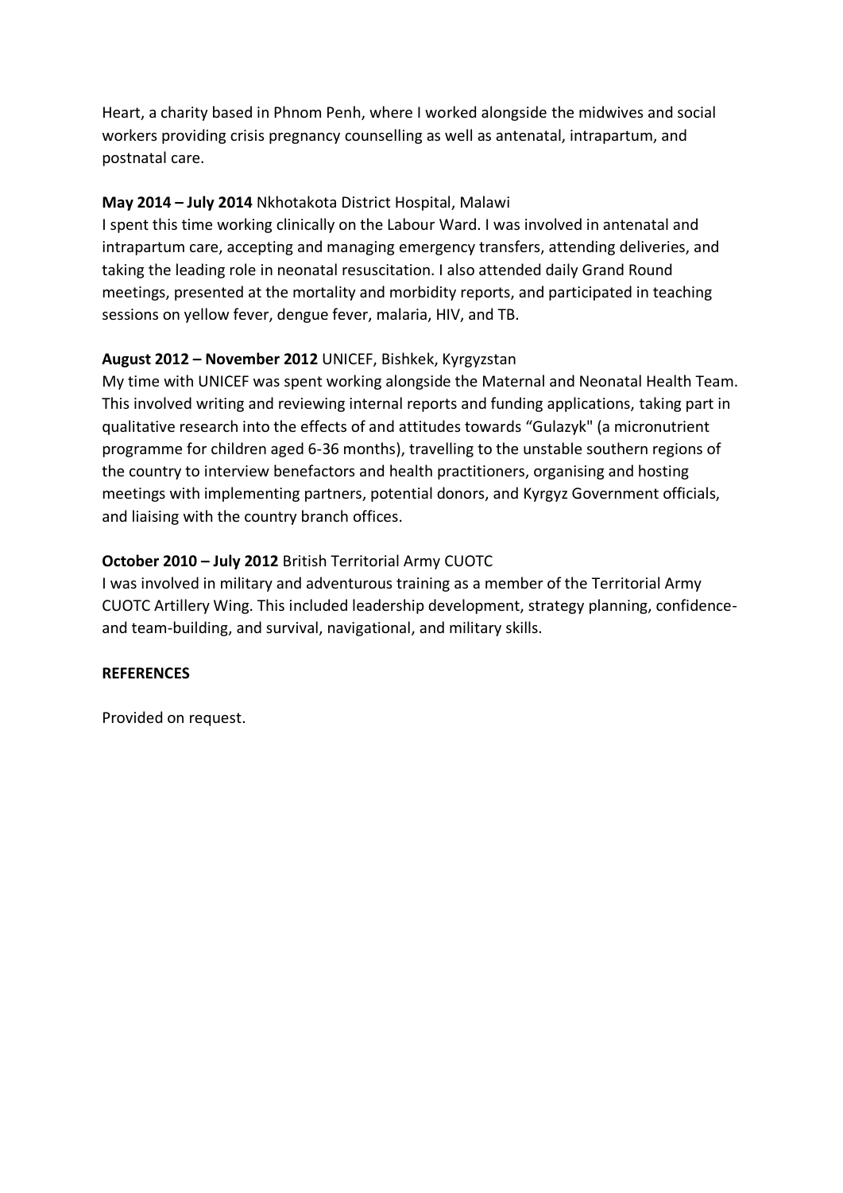Heart, a charity based in Phnom Penh, where I worked alongside the midwives and social workers providing crisis pregnancy counselling as well as antenatal, intrapartum, and postnatal care.

**May 2014 – July 2014** Nkhotakota District Hospital, Malawi
I spent this time working clinically on the Labour Ward. I was involved in antenatal and intrapartum care, accepting and managing emergency transfers, attending deliveries, and taking the leading role in neonatal resuscitation. I also attended daily Grand Round meetings, presented at the mortality and morbidity reports, and participated in teaching sessions on yellow fever, dengue fever, malaria, HIV, and TB.

**August 2012 – November 2012** UNICEF, Bishkek, Kyrgyzstan
My time with UNICEF was spent working alongside the Maternal and Neonatal Health Team. This involved writing and reviewing internal reports and funding applications, taking part in qualitative research into the effects of and attitudes towards "Gulazyk" (a micronutrient programme for children aged 6-36 months), travelling to the unstable southern regions of the country to interview benefactors and health practitioners, organising and hosting meetings with implementing partners, potential donors, and Kyrgyz Government officials, and liaising with the country branch offices.

**October 2010 – July 2012** British Territorial Army CUOTC
I was involved in military and adventurous training as a member of the Territorial Army CUOTC Artillery Wing. This included leadership development, strategy planning, confidence- and team-building, and survival, navigational, and military skills.

**REFERENCES**

Provided on request.